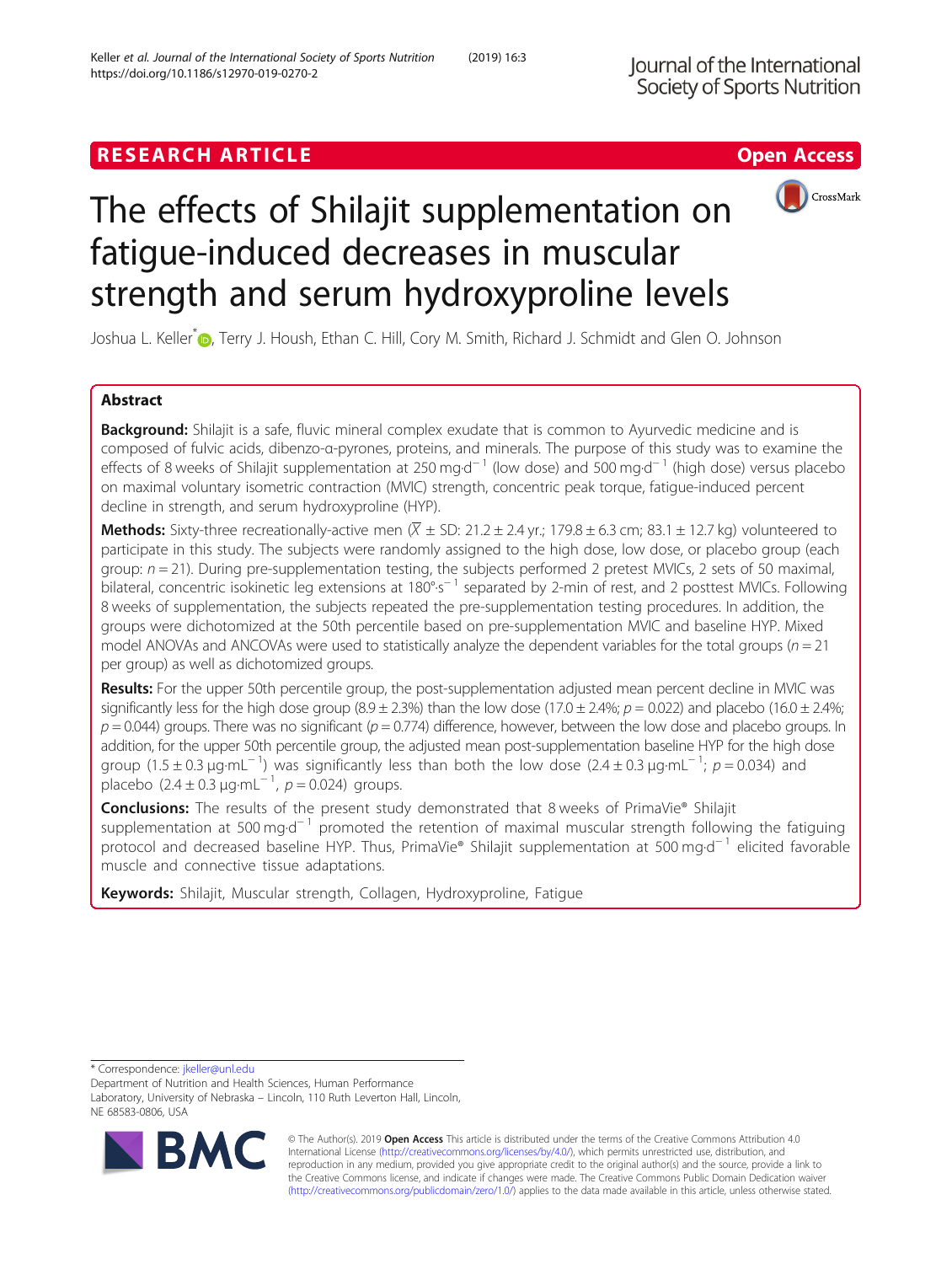RESEARCH ARTICLE

Open Access

# The effects of Shilajit supplementation on fatigue-induced decreases in muscular strength and serum hydroxyproline levels

Joshua L. Keller*, Terry J. Housh, Ethan C. Hill, Cory M. Smith, Richard J. Schmidt and Glen O. Johnson

## Abstract

**Background:** Shilajit is a safe, fluvic mineral complex exudate that is common to Ayurvedic medicine and is composed of fulvic acids, dibenzo-α-pyrones, proteins, and minerals. The purpose of this study was to examine the effects of 8 weeks of Shilajit supplementation at 250 $mg{\cdot}d^{-1}$ (low dose) and 500 $mg{\cdot}d^{-1}$ (high dose) versus placebo on maximal voluntary isometric contraction (MVIC) strength, concentric peak torque, fatigue-induced percent decline in strength, and serum hydroxyproline (HYP).

**Methods:** Sixty-three recreationally-active men ($\overline{X}$ ± SD: 21.2 ± 2.4 yr.; 179.8 ± 6.3 cm; 83.1 ± 12.7 kg) volunteered to participate in this study. The subjects were randomly assigned to the high dose, low dose, or placebo group (each group: $n = 21$). During pre-supplementation testing, the subjects performed 2 pretest MVICs, 2 sets of 50 maximal, bilateral, concentric isokinetic leg extensions at $180°{\cdot}s^{-1}$ separated by 2-min of rest, and 2 posttest MVICs. Following 8 weeks of supplementation, the subjects repeated the pre-supplementation testing procedures. In addition, the groups were dichotomized at the 50th percentile based on pre-supplementation MVIC and baseline HYP. Mixed model ANOVAs and ANCOVAs were used to statistically analyze the dependent variables for the total groups ($n = 21$ per group) as well as dichotomized groups.

**Results:** For the upper 50th percentile group, the post-supplementation adjusted mean percent decline in MVIC was significantly less for the high dose group (8.9 ± 2.3%) than the low dose (17.0 ± 2.4%; $p = 0.022$) and placebo (16.0 ± 2.4%; $p = 0.044$) groups. There was no significant ($p = 0.774$) difference, however, between the low dose and placebo groups. In addition, for the upper 50th percentile group, the adjusted mean post-supplementation baseline HYP for the high dose group (1.5 ± 0.3 $\mu g{\cdot}mL^{-1}$) was significantly less than both the low dose (2.4 ± 0.3 $\mu g{\cdot}mL^{-1}$; $p = 0.034$) and placebo (2.4 ± 0.3 $\mu g{\cdot}mL^{-1}$, $p = 0.024$) groups.

**Conclusions:** The results of the present study demonstrated that 8 weeks of PrimaVie® Shilajit supplementation at 500 $mg{\cdot}d^{-1}$ promoted the retention of maximal muscular strength following the fatiguing protocol and decreased baseline HYP. Thus, PrimaVie® Shilajit supplementation at 500 $mg{\cdot}d^{-1}$ elicited favorable muscle and connective tissue adaptations.

**Keywords:** Shilajit, Muscular strength, Collagen, Hydroxyproline, Fatigue

---

* Correspondence: jkeller@unl.edu
Department of Nutrition and Health Sciences, Human Performance Laboratory, University of Nebraska – Lincoln, 110 Ruth Leverton Hall, Lincoln, NE 68583-0806, USA

© The Author(s). 2019 **Open Access** This article is distributed under the terms of the Creative Commons Attribution 4.0 International License (http://creativecommons.org/licenses/by/4.0/), which permits unrestricted use, distribution, and reproduction in any medium, provided you give appropriate credit to the original author(s) and the source, provide a link to the Creative Commons license, and indicate if changes were made. The Creative Commons Public Domain Dedication waiver (http://creativecommons.org/publicdomain/zero/1.0/) applies to the data made available in this article, unless otherwise stated.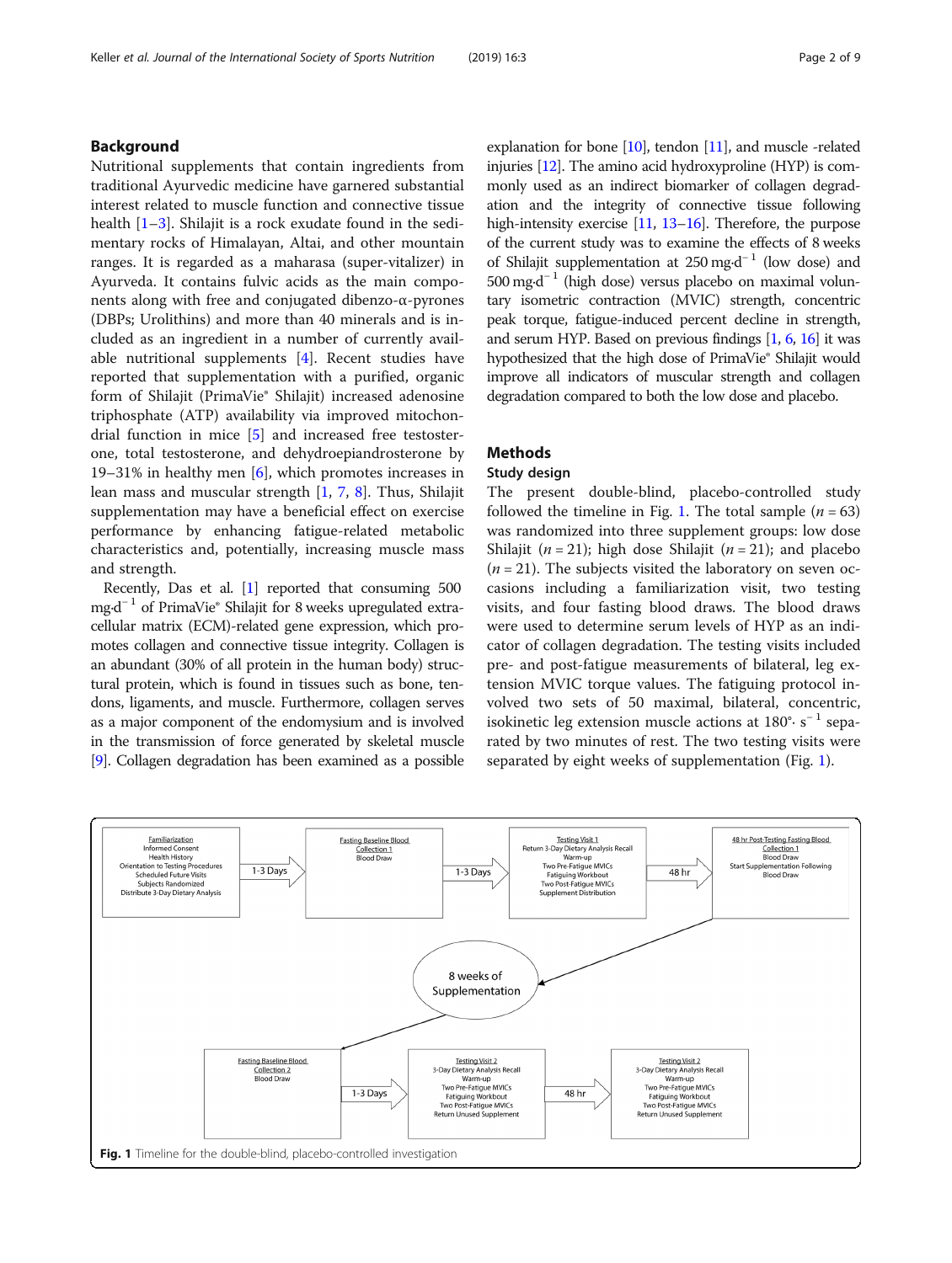## Background

Nutritional supplements that contain ingredients from traditional Ayurvedic medicine have garnered substantial interest related to muscle function and connective tissue health [1–3]. Shilajit is a rock exudate found in the sedimentary rocks of Himalayan, Altai, and other mountain ranges. It is regarded as a maharasa (super-vitalizer) in Ayurveda. It contains fulvic acids as the main components along with free and conjugated dibenzo-α-pyrones (DBPs; Urolithins) and more than 40 minerals and is included as an ingredient in a number of currently available nutritional supplements [4]. Recent studies have reported that supplementation with a purified, organic form of Shilajit (PrimaVie® Shilajit) increased adenosine triphosphate (ATP) availability via improved mitochondrial function in mice [5] and increased free testosterone, total testosterone, and dehydroepiandrosterone by 19–31% in healthy men [6], which promotes increases in lean mass and muscular strength [1, 7, 8]. Thus, Shilajit supplementation may have a beneficial effect on exercise performance by enhancing fatigue-related metabolic characteristics and, potentially, increasing muscle mass and strength.

Recently, Das et al. [1] reported that consuming 500 $mg{\cdot}d^{-1}$ of PrimaVie® Shilajit for 8 weeks upregulated extracellular matrix (ECM)-related gene expression, which promotes collagen and connective tissue integrity. Collagen is an abundant (30% of all protein in the human body) structural protein, which is found in tissues such as bone, tendons, ligaments, and muscle. Furthermore, collagen serves as a major component of the endomysium and is involved in the transmission of force generated by skeletal muscle [9]. Collagen degradation has been examined as a possible explanation for bone [10], tendon [11], and muscle -related injuries [12]. The amino acid hydroxyproline (HYP) is commonly used as an indirect biomarker of collagen degradation and the integrity of connective tissue following high-intensity exercise [11, 13–16]. Therefore, the purpose of the current study was to examine the effects of 8 weeks of Shilajit supplementation at 250 $mg{\cdot}d^{-1}$ (low dose) and 500 $mg{\cdot}d^{-1}$ (high dose) versus placebo on maximal voluntary isometric contraction (MVIC) strength, concentric peak torque, fatigue-induced percent decline in strength, and serum HYP. Based on previous findings [1, 6, 16] it was hypothesized that the high dose of PrimaVie® Shilajit would improve all indicators of muscular strength and collagen degradation compared to both the low dose and placebo.

## Methods

### Study design

The present double-blind, placebo-controlled study followed the timeline in Fig. 1. The total sample ($n = 63$) was randomized into three supplement groups: low dose Shilajit ($n = 21$); high dose Shilajit ($n = 21$); and placebo ($n = 21$). The subjects visited the laboratory on seven occasions including a familiarization visit, two testing visits, and four fasting blood draws. The blood draws were used to determine serum levels of HYP as an indicator of collagen degradation. The testing visits included pre- and post-fatigue measurements of bilateral, leg extension MVIC torque values. The fatiguing protocol involved two sets of 50 maximal, bilateral, concentric, isokinetic leg extension muscle actions at $180^{\circ}{\cdot}\,s^{-1}$ separated by two minutes of rest. The two testing visits were separated by eight weeks of supplementation (Fig. 1).

Familiarization: Informed Consent, Health History, Orientation to Testing Procedures, Scheduled Future Visits, Subjects Randomized, Distribute 3-Day Dietary Analysis → (1-3 Days) → Fasting Baseline Blood Collection 1: Blood Draw → (1-3 Days) → Testing Visit 1: Return 3-Day Dietary Analysis Recall, Warm-up, Two Pre-Fatigue MVICs, Fatiguing Workbout, Two Post-Fatigue MVICs, Supplement Distribution → (48 hr) → 48 hr Post-Testing Fasting Blood Collection 1: Blood Draw, Start Supplementation Following Blood Draw → 8 weeks of Supplementation → Fasting Baseline Blood Collection 2: Blood Draw → (1-3 Days) → Testing Visit 2: 3-Day Dietary Analysis Recall, Warm-up, Two Pre-Fatigue MVICs, Fatiguing Workbout, Two Post-Fatigue MVICs, Return Unused Supplement → (48 hr) → Testing Visit 2: 3-Day Dietary Analysis Recall, Warm-up, Two Pre-Fatigue MVICs, Fatiguing Workbout, Two Post-Fatigue MVICs, Return Unused Supplement

**Fig. 1** Timeline for the double-blind, placebo-controlled investigation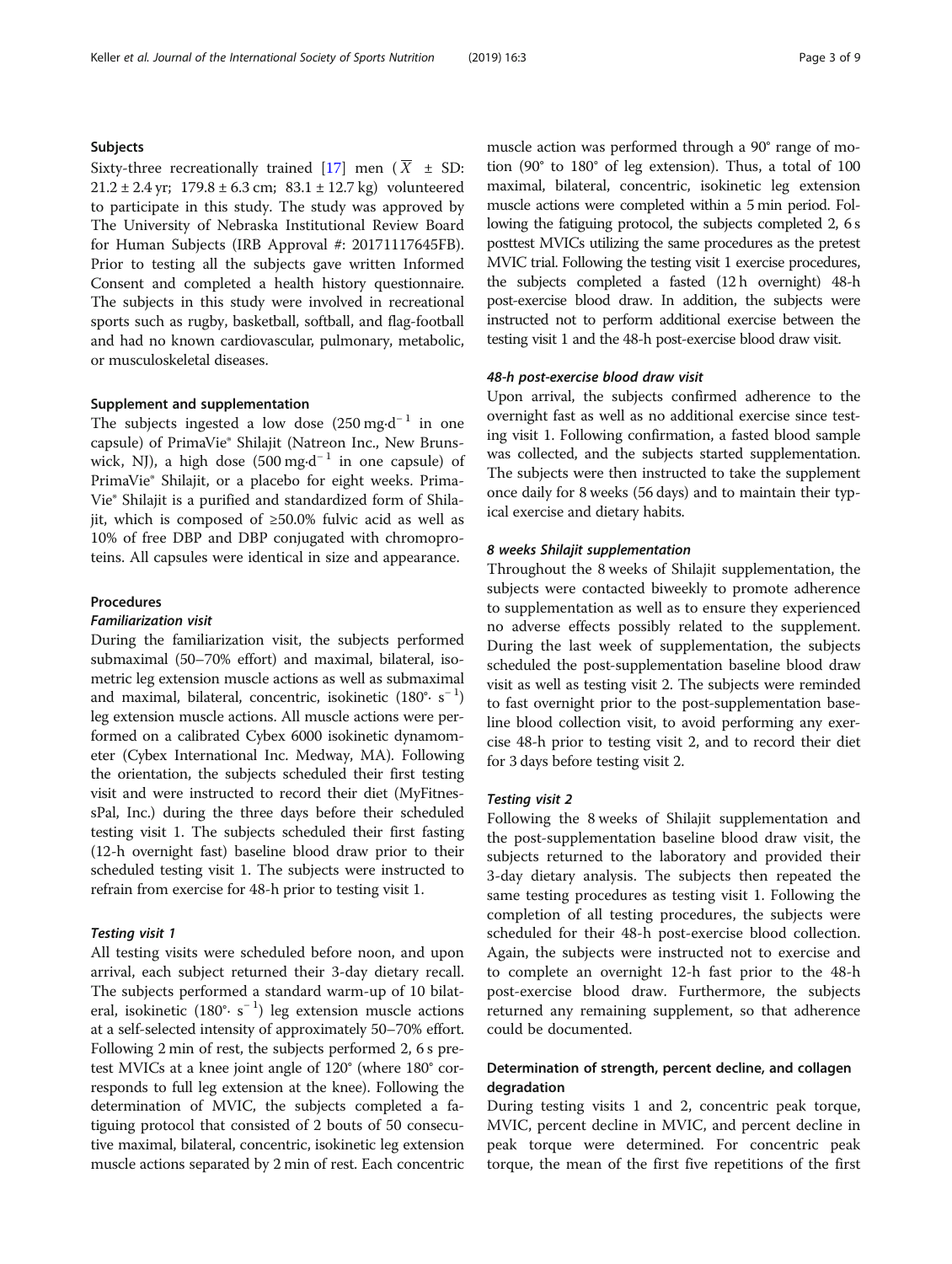## Subjects

Sixty-three recreationally trained [17] men ($\overline{X}$ ± SD: 21.2 ± 2.4 yr; 179.8 ± 6.3 cm; 83.1 ± 12.7 kg) volunteered to participate in this study. The study was approved by The University of Nebraska Institutional Review Board for Human Subjects (IRB Approval #: 20171117645FB). Prior to testing all the subjects gave written Informed Consent and completed a health history questionnaire. The subjects in this study were involved in recreational sports such as rugby, basketball, softball, and flag-football and had no known cardiovascular, pulmonary, metabolic, or musculoskeletal diseases.

## Supplement and supplementation

The subjects ingested a low dose (250 $mg·d^{-1}$ in one capsule) of PrimaVie® Shilajit (Natreon Inc., New Brunswick, NJ), a high dose (500 $mg·d^{-1}$ in one capsule) of PrimaVie® Shilajit, or a placebo for eight weeks. PrimaVie® Shilajit is a purified and standardized form of Shilajit, which is composed of ≥50.0% fulvic acid as well as 10% of free DBP and DBP conjugated with chromoproteins. All capsules were identical in size and appearance.

## Procedures

### *Familiarization visit*

During the familiarization visit, the subjects performed submaximal (50–70% effort) and maximal, bilateral, isometric leg extension muscle actions as well as submaximal and maximal, bilateral, concentric, isokinetic (180°· $s^{-1}$) leg extension muscle actions. All muscle actions were performed on a calibrated Cybex 6000 isokinetic dynamometer (Cybex International Inc. Medway, MA). Following the orientation, the subjects scheduled their first testing visit and were instructed to record their diet (MyFitnessPal, Inc.) during the three days before their scheduled testing visit 1. The subjects scheduled their first fasting (12-h overnight fast) baseline blood draw prior to their scheduled testing visit 1. The subjects were instructed to refrain from exercise for 48-h prior to testing visit 1.

### *Testing visit 1*

All testing visits were scheduled before noon, and upon arrival, each subject returned their 3-day dietary recall. The subjects performed a standard warm-up of 10 bilateral, isokinetic (180°· $s^{-1}$) leg extension muscle actions at a self-selected intensity of approximately 50–70% effort. Following 2 min of rest, the subjects performed 2, 6 s pretest MVICs at a knee joint angle of 120° (where 180° corresponds to full leg extension at the knee). Following the determination of MVIC, the subjects completed a fatiguing protocol that consisted of 2 bouts of 50 consecutive maximal, bilateral, concentric, isokinetic leg extension muscle actions separated by 2 min of rest. Each concentric muscle action was performed through a 90° range of motion (90° to 180° of leg extension). Thus, a total of 100 maximal, bilateral, concentric, isokinetic leg extension muscle actions were completed within a 5 min period. Following the fatiguing protocol, the subjects completed 2, 6 s posttest MVICs utilizing the same procedures as the pretest MVIC trial. Following the testing visit 1 exercise procedures, the subjects completed a fasted (12 h overnight) 48-h post-exercise blood draw. In addition, the subjects were instructed not to perform additional exercise between the testing visit 1 and the 48-h post-exercise blood draw visit.

### *48-h post-exercise blood draw visit*

Upon arrival, the subjects confirmed adherence to the overnight fast as well as no additional exercise since testing visit 1. Following confirmation, a fasted blood sample was collected, and the subjects started supplementation. The subjects were then instructed to take the supplement once daily for 8 weeks (56 days) and to maintain their typical exercise and dietary habits.

### *8 weeks Shilajit supplementation*

Throughout the 8 weeks of Shilajit supplementation, the subjects were contacted biweekly to promote adherence to supplementation as well as to ensure they experienced no adverse effects possibly related to the supplement. During the last week of supplementation, the subjects scheduled the post-supplementation baseline blood draw visit as well as testing visit 2. The subjects were reminded to fast overnight prior to the post-supplementation baseline blood collection visit, to avoid performing any exercise 48-h prior to testing visit 2, and to record their diet for 3 days before testing visit 2.

### *Testing visit 2*

Following the 8 weeks of Shilajit supplementation and the post-supplementation baseline blood draw visit, the subjects returned to the laboratory and provided their 3-day dietary analysis. The subjects then repeated the same testing procedures as testing visit 1. Following the completion of all testing procedures, the subjects were scheduled for their 48-h post-exercise blood collection. Again, the subjects were instructed not to exercise and to complete an overnight 12-h fast prior to the 48-h post-exercise blood draw. Furthermore, the subjects returned any remaining supplement, so that adherence could be documented.

## Determination of strength, percent decline, and collagen degradation

During testing visits 1 and 2, concentric peak torque, MVIC, percent decline in MVIC, and percent decline in peak torque were determined. For concentric peak torque, the mean of the first five repetitions of the first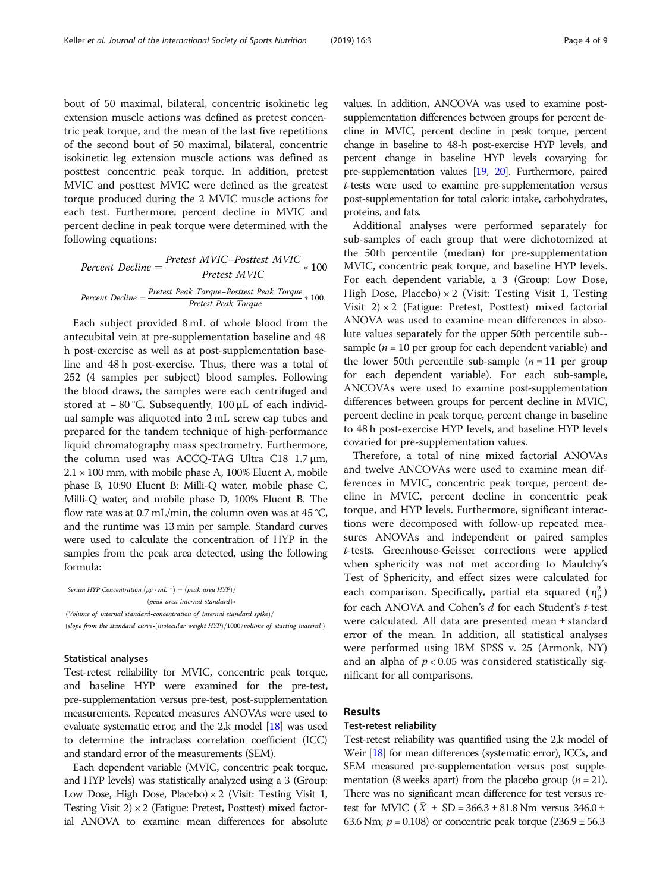bout of 50 maximal, bilateral, concentric isokinetic leg extension muscle actions was defined as pretest concentric peak torque, and the mean of the last five repetitions of the second bout of 50 maximal, bilateral, concentric isokinetic leg extension muscle actions was defined as posttest concentric peak torque. In addition, pretest MVIC and posttest MVIC were defined as the greatest torque produced during the 2 MVIC muscle actions for each test. Furthermore, percent decline in MVIC and percent decline in peak torque were determined with the following equations:

$$Percent\ Decline = \frac{Pretest\ MVIC - Posttest\ MVIC}{Pretest\ MVIC} * 100$$

$$Percent\ Decline = \frac{Pretest\ Peak\ Torque - Posttest\ Peak\ Torque}{Pretest\ Peak\ Torque} * 100.$$

Each subject provided 8 mL of whole blood from the antecubital vein at pre-supplementation baseline and 48 h post-exercise as well as at post-supplementation baseline and 48 h post-exercise. Thus, there was a total of 252 (4 samples per subject) blood samples. Following the blood draws, the samples were each centrifuged and stored at − 80 °C. Subsequently, 100 μL of each individual sample was aliquoted into 2 mL screw cap tubes and prepared for the tandem technique of high-performance liquid chromatography mass spectrometry. Furthermore, the column used was ACCQ-TAG Ultra C18 1.7 μm, 2.1 × 100 mm, with mobile phase A, 100% Eluent A, mobile phase B, 10:90 Eluent B: Milli-Q water, mobile phase C, Milli-Q water, and mobile phase D, 100% Eluent B. The flow rate was at 0.7 mL/min, the column oven was at 45 °C, and the runtime was 13 min per sample. Standard curves were used to calculate the concentration of HYP in the samples from the peak area detected, using the following formula:

$$Serum\ HYP\ Concentration\ (\mu g \cdot mL^{-1}) = (peak\ area\ HYP)/(peak\ area\ internal\ standard) \bullet (Volume\ of\ internal\ standard \bullet concentration\ of\ internal\ standard\ spike)/(slope\ from\ the\ standard\ curve \bullet (molecular\ weight\ HYP)/1000/volume\ of\ starting\ materal)$$

### Statistical analyses

Test-retest reliability for MVIC, concentric peak torque, and baseline HYP were examined for the pre-test, pre-supplementation versus pre-test, post-supplementation measurements. Repeated measures ANOVAs were used to evaluate systematic error, and the 2,k model [18] was used to determine the intraclass correlation coefficient (ICC) and standard error of the measurements (SEM).

Each dependent variable (MVIC, concentric peak torque, and HYP levels) was statistically analyzed using a 3 (Group: Low Dose, High Dose, Placebo) × 2 (Visit: Testing Visit 1, Testing Visit 2) × 2 (Fatigue: Pretest, Posttest) mixed factorial ANOVA to examine mean differences for absolute values. In addition, ANCOVA was used to examine post-supplementation differences between groups for percent decline in MVIC, percent decline in peak torque, percent change in baseline to 48-h post-exercise HYP levels, and percent change in baseline HYP levels covarying for pre-supplementation values [19, 20]. Furthermore, paired *t*-tests were used to examine pre-supplementation versus post-supplementation for total caloric intake, carbohydrates, proteins, and fats.

Additional analyses were performed separately for sub-samples of each group that were dichotomized at the 50th percentile (median) for pre-supplementation MVIC, concentric peak torque, and baseline HYP levels. For each dependent variable, a 3 (Group: Low Dose, High Dose, Placebo) × 2 (Visit: Testing Visit 1, Testing Visit 2) × 2 (Fatigue: Pretest, Posttest) mixed factorial ANOVA was used to examine mean differences in absolute values separately for the upper 50th percentile sub-sample ($n = 10$ per group for each dependent variable) and the lower 50th percentile sub-sample ($n = 11$ per group for each dependent variable). For each sub-sample, ANCOVAs were used to examine post-supplementation differences between groups for percent decline in MVIC, percent decline in peak torque, percent change in baseline to 48 h post-exercise HYP levels, and baseline HYP levels covaried for pre-supplementation values.

Therefore, a total of nine mixed factorial ANOVAs and twelve ANCOVAs were used to examine mean differences in MVIC, concentric peak torque, percent decline in MVIC, percent decline in concentric peak torque, and HYP levels. Furthermore, significant interactions were decomposed with follow-up repeated measures ANOVAs and independent or paired samples *t*-tests. Greenhouse-Geisser corrections were applied when sphericity was not met according to Maulchy's Test of Sphericity, and effect sizes were calculated for each comparison. Specifically, partial eta squared ($\eta_p^2$) for each ANOVA and Cohen's *d* for each Student's *t*-test were calculated. All data are presented mean ± standard error of the mean. In addition, all statistical analyses were performed using IBM SPSS v. 25 (Armonk, NY) and an alpha of $p < 0.05$ was considered statistically significant for all comparisons.

## Results

### Test-retest reliability

Test-retest reliability was quantified using the 2,k model of Weir [18] for mean differences (systematic error), ICCs, and SEM measured pre-supplementation versus post supplementation (8 weeks apart) from the placebo group ($n = 21$). There was no significant mean difference for test versus retest for MVIC ($\bar{X} \pm$ SD = 366.3 ± 81.8 Nm versus 346.0 ± 63.6 Nm; $p = 0.108$) or concentric peak torque (236.9 ± 56.3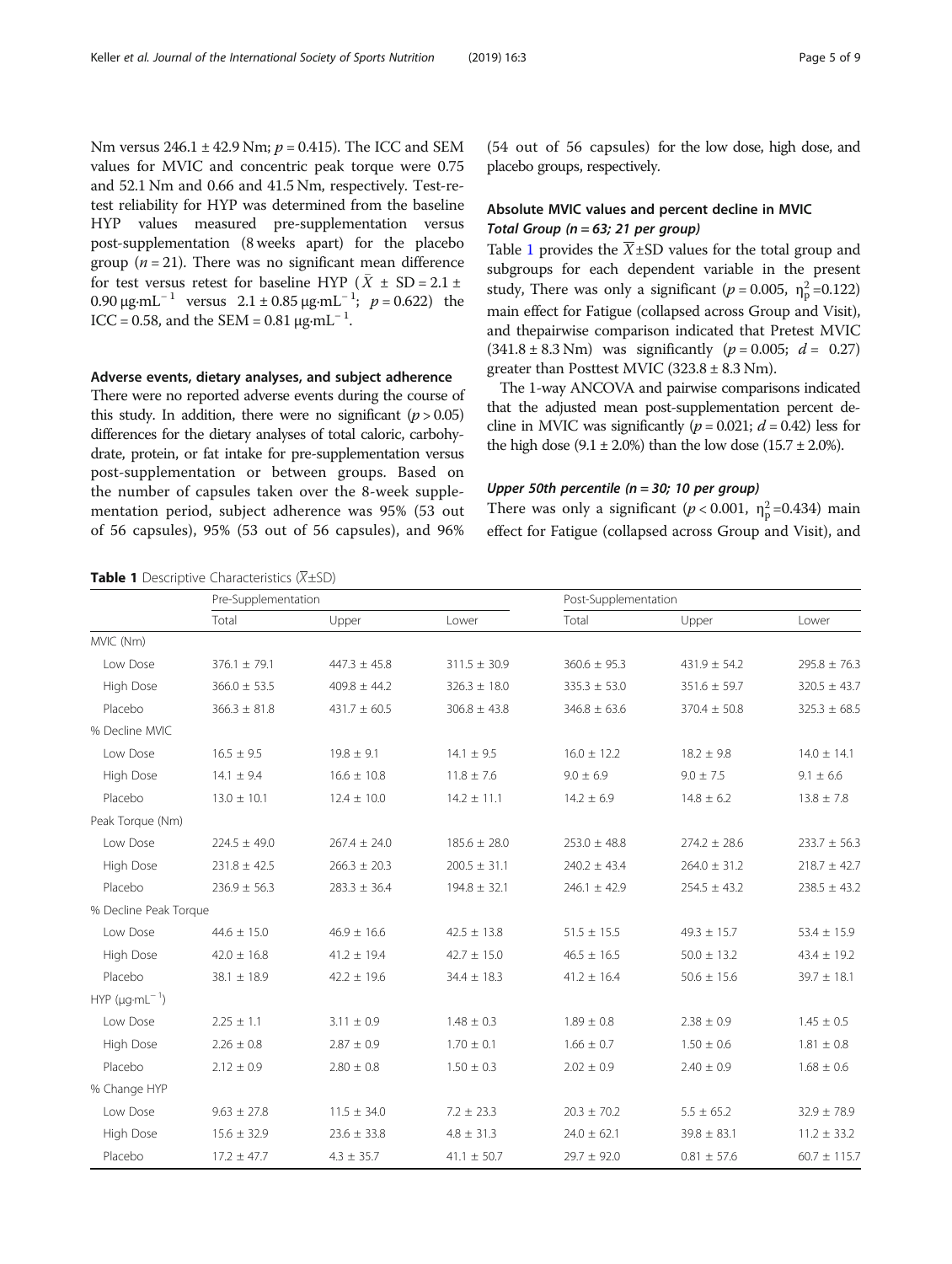Nm versus 246.1 ± 42.9 Nm; $p = 0.415$). The ICC and SEM values for MVIC and concentric peak torque were 0.75 and 52.1 Nm and 0.66 and 41.5 Nm, respectively. Test-retest reliability for HYP was determined from the baseline HYP values measured pre-supplementation versus post-supplementation (8 weeks apart) for the placebo group ($n = 21$). There was no significant mean difference for test versus retest for baseline HYP ($\bar{X} \pm SD = 2.1 \pm 0.90\ \mu g \cdot mL^{-1}$ versus $2.1 \pm 0.85\ \mu g \cdot mL^{-1}$; $p = 0.622$) the ICC = 0.58, and the SEM = 0.81 $\mu g \cdot mL^{-1}$.

### Adverse events, dietary analyses, and subject adherence

There were no reported adverse events during the course of this study. In addition, there were no significant ($p > 0.05$) differences for the dietary analyses of total caloric, carbohydrate, protein, or fat intake for pre-supplementation versus post-supplementation or between groups. Based on the number of capsules taken over the 8-week supplementation period, subject adherence was 95% (53 out of 56 capsules), 95% (53 out of 56 capsules), and 96% (54 out of 56 capsules) for the low dose, high dose, and placebo groups, respectively.

### Absolute MVIC values and percent decline in MVIC

#### *Total Group (n = 63; 21 per group)*

Table 1 provides the $\overline{X}$±SD values for the total group and subgroups for each dependent variable in the present study, There was only a significant ($p = 0.005$, $\eta_p^2 = 0.122$) main effect for Fatigue (collapsed across Group and Visit), and thepairwise comparison indicated that Pretest MVIC (341.8 ± 8.3 Nm) was significantly ($p = 0.005$; $d = 0.27$) greater than Posttest MVIC (323.8 ± 8.3 Nm).

The 1-way ANCOVA and pairwise comparisons indicated that the adjusted mean post-supplementation percent decline in MVIC was significantly ($p = 0.021$; $d = 0.42$) less for the high dose (9.1 ± 2.0%) than the low dose (15.7 ± 2.0%).

#### *Upper 50th percentile (n = 30; 10 per group)*

There was only a significant ($p < 0.001$, $\eta_p^2 = 0.434$) main effect for Fatigue (collapsed across Group and Visit), and

**Table 1** Descriptive Characteristics ($\overline{X}$±SD)

| | Pre-Supplementation | | | Post-Supplementation | | |
|---|---|---|---|---|---|---|
| | Total | Upper | Lower | Total | Upper | Lower |
| MVIC (Nm) | | | | | | |
| Low Dose | 376.1 ± 79.1 | 447.3 ± 45.8 | 311.5 ± 30.9 | 360.6 ± 95.3 | 431.9 ± 54.2 | 295.8 ± 76.3 |
| High Dose | 366.0 ± 53.5 | 409.8 ± 44.2 | 326.3 ± 18.0 | 335.3 ± 53.0 | 351.6 ± 59.7 | 320.5 ± 43.7 |
| Placebo | 366.3 ± 81.8 | 431.7 ± 60.5 | 306.8 ± 43.8 | 346.8 ± 63.6 | 370.4 ± 50.8 | 325.3 ± 68.5 |
| % Decline MVIC | | | | | | |
| Low Dose | 16.5 ± 9.5 | 19.8 ± 9.1 | 14.1 ± 9.5 | 16.0 ± 12.2 | 18.2 ± 9.8 | 14.0 ± 14.1 |
| High Dose | 14.1 ± 9.4 | 16.6 ± 10.8 | 11.8 ± 7.6 | 9.0 ± 6.9 | 9.0 ± 7.5 | 9.1 ± 6.6 |
| Placebo | 13.0 ± 10.1 | 12.4 ± 10.0 | 14.2 ± 11.1 | 14.2 ± 6.9 | 14.8 ± 6.2 | 13.8 ± 7.8 |
| Peak Torque (Nm) | | | | | | |
| Low Dose | 224.5 ± 49.0 | 267.4 ± 24.0 | 185.6 ± 28.0 | 253.0 ± 48.8 | 274.2 ± 28.6 | 233.7 ± 56.3 |
| High Dose | 231.8 ± 42.5 | 266.3 ± 20.3 | 200.5 ± 31.1 | 240.2 ± 43.4 | 264.0 ± 31.2 | 218.7 ± 42.7 |
| Placebo | 236.9 ± 56.3 | 283.3 ± 36.4 | 194.8 ± 32.1 | 246.1 ± 42.9 | 254.5 ± 43.2 | 238.5 ± 43.2 |
| % Decline Peak Torque | | | | | | |
| Low Dose | 44.6 ± 15.0 | 46.9 ± 16.6 | 42.5 ± 13.8 | 51.5 ± 15.5 | 49.3 ± 15.7 | 53.4 ± 15.9 |
| High Dose | 42.0 ± 16.8 | 41.2 ± 19.4 | 42.7 ± 15.0 | 46.5 ± 16.5 | 50.0 ± 13.2 | 43.4 ± 19.2 |
| Placebo | 38.1 ± 18.9 | 42.2 ± 19.6 | 34.4 ± 18.3 | 41.2 ± 16.4 | 50.6 ± 15.6 | 39.7 ± 18.1 |
| HYP ($\mu g \cdot mL^{-1}$) | | | | | | |
| Low Dose | 2.25 ± 1.1 | 3.11 ± 0.9 | 1.48 ± 0.3 | 1.89 ± 0.8 | 2.38 ± 0.9 | 1.45 ± 0.5 |
| High Dose | 2.26 ± 0.8 | 2.87 ± 0.9 | 1.70 ± 0.1 | 1.66 ± 0.7 | 1.50 ± 0.6 | 1.81 ± 0.8 |
| Placebo | 2.12 ± 0.9 | 2.80 ± 0.8 | 1.50 ± 0.3 | 2.02 ± 0.9 | 2.40 ± 0.9 | 1.68 ± 0.6 |
| % Change HYP | | | | | | |
| Low Dose | 9.63 ± 27.8 | 11.5 ± 34.0 | 7.2 ± 23.3 | 20.3 ± 70.2 | 5.5 ± 65.2 | 32.9 ± 78.9 |
| High Dose | 15.6 ± 32.9 | 23.6 ± 33.8 | 4.8 ± 31.3 | 24.0 ± 62.1 | 39.8 ± 83.1 | 11.2 ± 33.2 |
| Placebo | 17.2 ± 47.7 | 4.3 ± 35.7 | 41.1 ± 50.7 | 29.7 ± 92.0 | 0.81 ± 57.6 | 60.7 ± 115.7 |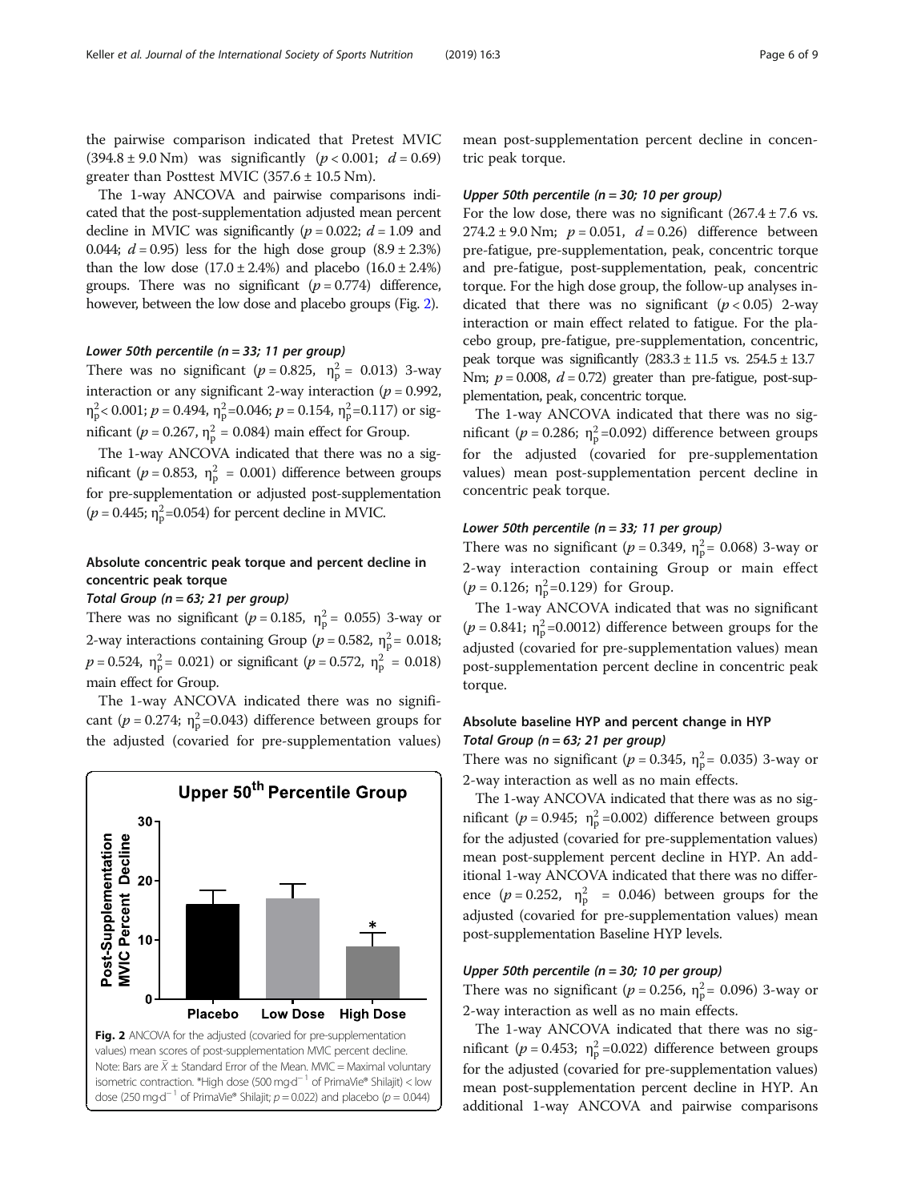the pairwise comparison indicated that Pretest MVIC (394.8 ± 9.0 Nm) was significantly ($p < 0.001$; $d = 0.69$) greater than Posttest MVIC (357.6 ± 10.5 Nm).

The 1-way ANCOVA and pairwise comparisons indicated that the post-supplementation adjusted mean percent decline in MVIC was significantly ($p = 0.022$; $d = 1.09$ and 0.044; $d = 0.95$) less for the high dose group (8.9 ± 2.3%) than the low dose (17.0 ± 2.4%) and placebo (16.0 ± 2.4%) groups. There was no significant ($p = 0.774$) difference, however, between the low dose and placebo groups (Fig. 2).

#### *Lower 50th percentile (n = 33; 11 per group)*

There was no significant ($p = 0.825$, $\eta_p^2 = 0.013$) 3-way interaction or any significant 2-way interaction ($p = 0.992$, $\eta_p^2 < 0.001$; $p = 0.494$, $\eta_p^2 = 0.046$; $p = 0.154$, $\eta_p^2 = 0.117$) or significant ($p = 0.267$, $\eta_p^2 = 0.084$) main effect for Group.

The 1-way ANCOVA indicated that there was no a significant ($p = 0.853$, $\eta_p^2 = 0.001$) difference between groups for pre-supplementation or adjusted post-supplementation ($p = 0.445$; $\eta_p^2 = 0.054$) for percent decline in MVIC.

### Absolute concentric peak torque and percent decline in concentric peak torque

#### *Total Group (n = 63; 21 per group)*

There was no significant ($p = 0.185$, $\eta_p^2 = 0.055$) 3-way or 2-way interactions containing Group ($p = 0.582$, $\eta_p^2 = 0.018$; $p = 0.524$, $\eta_p^2 = 0.021$) or significant ($p = 0.572$, $\eta_p^2 = 0.018$) main effect for Group.

The 1-way ANCOVA indicated there was no significant ($p = 0.274$; $\eta_p^2 = 0.043$) difference between groups for the adjusted (covaried for pre-supplementation values) mean post-supplementation percent decline in concentric peak torque.

**Fig. 2** ANCOVA for the adjusted (covaried for pre-supplementation values) mean scores of post-supplementation MVIC percent decline. Note: Bars are $\bar{X}$ ± Standard Error of the Mean. MVIC = Maximal voluntary isometric contraction. *High dose (500 mg·d$^{-1}$ of PrimaVie® Shilajit) < low dose (250 mg·d$^{-1}$ of PrimaVie® Shilajit; $p = 0.022$) and placebo ($p = 0.044$)

#### *Upper 50th percentile (n = 30; 10 per group)*

For the low dose, there was no significant (267.4 ± 7.6 vs. 274.2 ± 9.0 Nm; $p = 0.051$, $d = 0.26$) difference between pre-fatigue, pre-supplementation, peak, concentric torque and pre-fatigue, post-supplementation, peak, concentric torque. For the high dose group, the follow-up analyses indicated that there was no significant ($p < 0.05$) 2-way interaction or main effect related to fatigue. For the placebo group, pre-fatigue, pre-supplementation, concentric, peak torque was significantly (283.3 ± 11.5 vs. 254.5 ± 13.7 Nm; $p = 0.008$, $d = 0.72$) greater than pre-fatigue, post-supplementation, peak, concentric torque.

The 1-way ANCOVA indicated that there was no significant ($p = 0.286$; $\eta_p^2 = 0.092$) difference between groups for the adjusted (covaried for pre-supplementation values) mean post-supplementation percent decline in concentric peak torque.

#### *Lower 50th percentile (n = 33; 11 per group)*

There was no significant ($p = 0.349$, $\eta_p^2 = 0.068$) 3-way or 2-way interaction containing Group or main effect ($p = 0.126$; $\eta_p^2 = 0.129$) for Group.

The 1-way ANCOVA indicated that was no significant ($p = 0.841$; $\eta_p^2 = 0.0012$) difference between groups for the adjusted (covaried for pre-supplementation values) mean post-supplementation percent decline in concentric peak torque.

### Absolute baseline HYP and percent change in HYP

#### *Total Group (n = 63; 21 per group)*

There was no significant ($p = 0.345$, $\eta_p^2 = 0.035$) 3-way or 2-way interaction as well as no main effects.

The 1-way ANCOVA indicated that there was as no significant ($p = 0.945$; $\eta_p^2 = 0.002$) difference between groups for the adjusted (covaried for pre-supplementation values) mean post-supplement percent decline in HYP. An additional 1-way ANCOVA indicated that there was no difference ($p = 0.252$, $\eta_p^2 = 0.046$) between groups for the adjusted (covaried for pre-supplementation values) mean post-supplementation Baseline HYP levels.

#### *Upper 50th percentile (n = 30; 10 per group)*

There was no significant ($p = 0.256$, $\eta_p^2 = 0.096$) 3-way or 2-way interaction as well as no main effects.

The 1-way ANCOVA indicated that there was no significant ($p = 0.453$; $\eta_p^2 = 0.022$) difference between groups for the adjusted (covaried for pre-supplementation values) mean post-supplementation percent decline in HYP. An additional 1-way ANCOVA and pairwise comparisons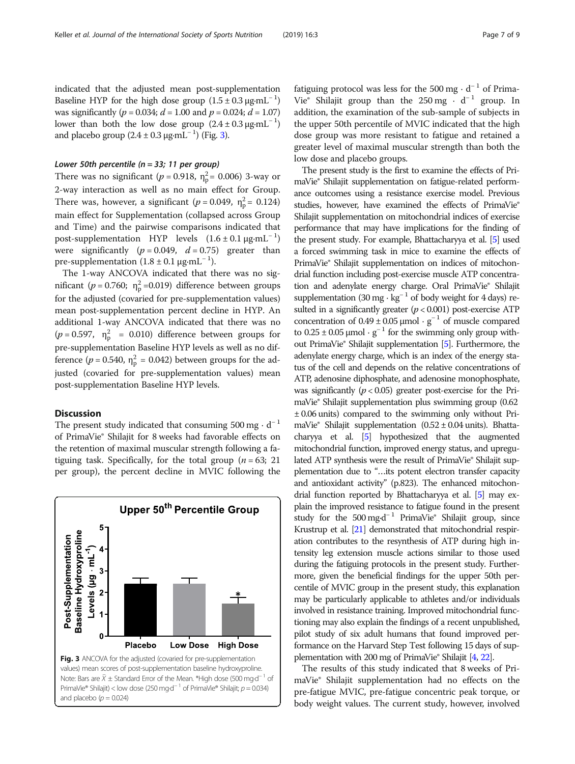indicated that the adjusted mean post-supplementation Baseline HYP for the high dose group ($1.5 \pm 0.3\ \mu g{\cdot}mL^{-1}$) was significantly ($p = 0.034$; $d = 1.00$ and $p = 0.024$; $d = 1.07$) lower than both the low dose group ($2.4 \pm 0.3\ \mu g{\cdot}mL^{-1}$) and placebo group ($2.4 \pm 0.3\ \mu g{\cdot}mL^{-1}$) (Fig. 3).

#### *Lower 50th percentile (n = 33; 11 per group)*

There was no significant ($p = 0.918$, $\eta_p^2 = 0.006$) 3-way or 2-way interaction as well as no main effect for Group. There was, however, a significant ($p = 0.049$, $\eta_p^2 = 0.124$) main effect for Supplementation (collapsed across Group and Time) and the pairwise comparisons indicated that post-supplementation HYP levels ($1.6 \pm 0.1\ \mu g{\cdot}mL^{-1}$) were significantly ($p = 0.049$, $d = 0.75$) greater than pre-supplementation ($1.8 \pm 0.1\ \mu g{\cdot}mL^{-1}$).

The 1-way ANCOVA indicated that there was no significant ($p = 0.760$; $\eta_p^2 = 0.019$) difference between groups for the adjusted (covaried for pre-supplementation values) mean post-supplementation percent decline in HYP. An additional 1-way ANCOVA indicated that there was no ($p = 0.597$, $\eta_p^2 = 0.010$) difference between groups for pre-supplementation Baseline HYP levels as well as no difference ($p = 0.540$, $\eta_p^2 = 0.042$) between groups for the adjusted (covaried for pre-supplementation values) mean post-supplementation Baseline HYP levels.

## Discussion

The present study indicated that consuming $500\ mg \cdot d^{-1}$ of PrimaVie® Shilajit for 8 weeks had favorable effects on the retention of maximal muscular strength following a fatiguing task. Specifically, for the total group ($n = 63$; 21 per group), the percent decline in MVIC following the fatiguing protocol was less for the $500\ mg \cdot d^{-1}$ of PrimaVie® Shilajit group than the $250\ mg \cdot d^{-1}$ group. In addition, the examination of the sub-sample of subjects in the upper 50th percentile of MVIC indicated that the high dose group was more resistant to fatigue and retained a greater level of maximal muscular strength than both the low dose and placebo groups.

Fig. 3 ANCOVA for the adjusted (covaried for pre-supplementation values) mean scores of post-supplementation baseline hydroxyproline. Note: Bars are $\bar{X} \pm$ Standard Error of the Mean. *High dose ($500\ mg{\cdot}d^{-1}$ of PrimaVie® Shilajit) < low dose ($250\ mg{\cdot}d^{-1}$ of PrimaVie® Shilajit; $p = 0.034$) and placebo ($p = 0.024$)

The present study is the first to examine the effects of PrimaVie® Shilajit supplementation on fatigue-related performance outcomes using a resistance exercise model. Previous studies, however, have examined the effects of PrimaVie® Shilajit supplementation on mitochondrial indices of exercise performance that may have implications for the finding of the present study. For example, Bhattacharyya et al. [5] used a forced swimming task in mice to examine the effects of PrimaVie® Shilajit supplementation on indices of mitochondrial function including post-exercise muscle ATP concentration and adenylate energy charge. Oral PrimaVie® Shilajit supplementation ($30\ mg \cdot kg^{-1}$ of body weight for 4 days) resulted in a significantly greater ($p < 0.001$) post-exercise ATP concentration of $0.49 \pm 0.05\ \mu mol \cdot g^{-1}$ of muscle compared to $0.25 \pm 0.05\ \mu mol \cdot g^{-1}$ for the swimming only group without PrimaVie® Shilajit supplementation [5]. Furthermore, the adenylate energy charge, which is an index of the energy status of the cell and depends on the relative concentrations of ATP, adenosine diphosphate, and adenosine monophosphate, was significantly ($p < 0.05$) greater post-exercise for the PrimaVie® Shilajit supplementation plus swimming group ($0.62 \pm 0.06$ units) compared to the swimming only without PrimaVie® Shilajit supplementation ($0.52 \pm 0.04$ units). Bhattacharyya et al. [5] hypothesized that the augmented mitochondrial function, improved energy status, and upregulated ATP synthesis were the result of PrimaVie® Shilajit supplementation due to "…its potent electron transfer capacity and antioxidant activity" (p.823). The enhanced mitochondrial function reported by Bhattacharyya et al. [5] may explain the improved resistance to fatigue found in the present study for the $500\ mg{\cdot}d^{-1}$ PrimaVie® Shilajit group, since Krustrup et al. [21] demonstrated that mitochondrial respiration contributes to the resynthesis of ATP during high intensity leg extension muscle actions similar to those used during the fatiguing protocols in the present study. Furthermore, given the beneficial findings for the upper 50th percentile of MVIC group in the present study, this explanation may be particularly applicable to athletes and/or individuals involved in resistance training. Improved mitochondrial functioning may also explain the findings of a recent unpublished, pilot study of six adult humans that found improved performance on the Harvard Step Test following 15 days of supplementation with 200 mg of PrimaVie® Shilajit [4, 22].

The results of this study indicated that 8 weeks of PrimaVie® Shilajit supplementation had no effects on the pre-fatigue MVIC, pre-fatigue concentric peak torque, or body weight values. The current study, however, involved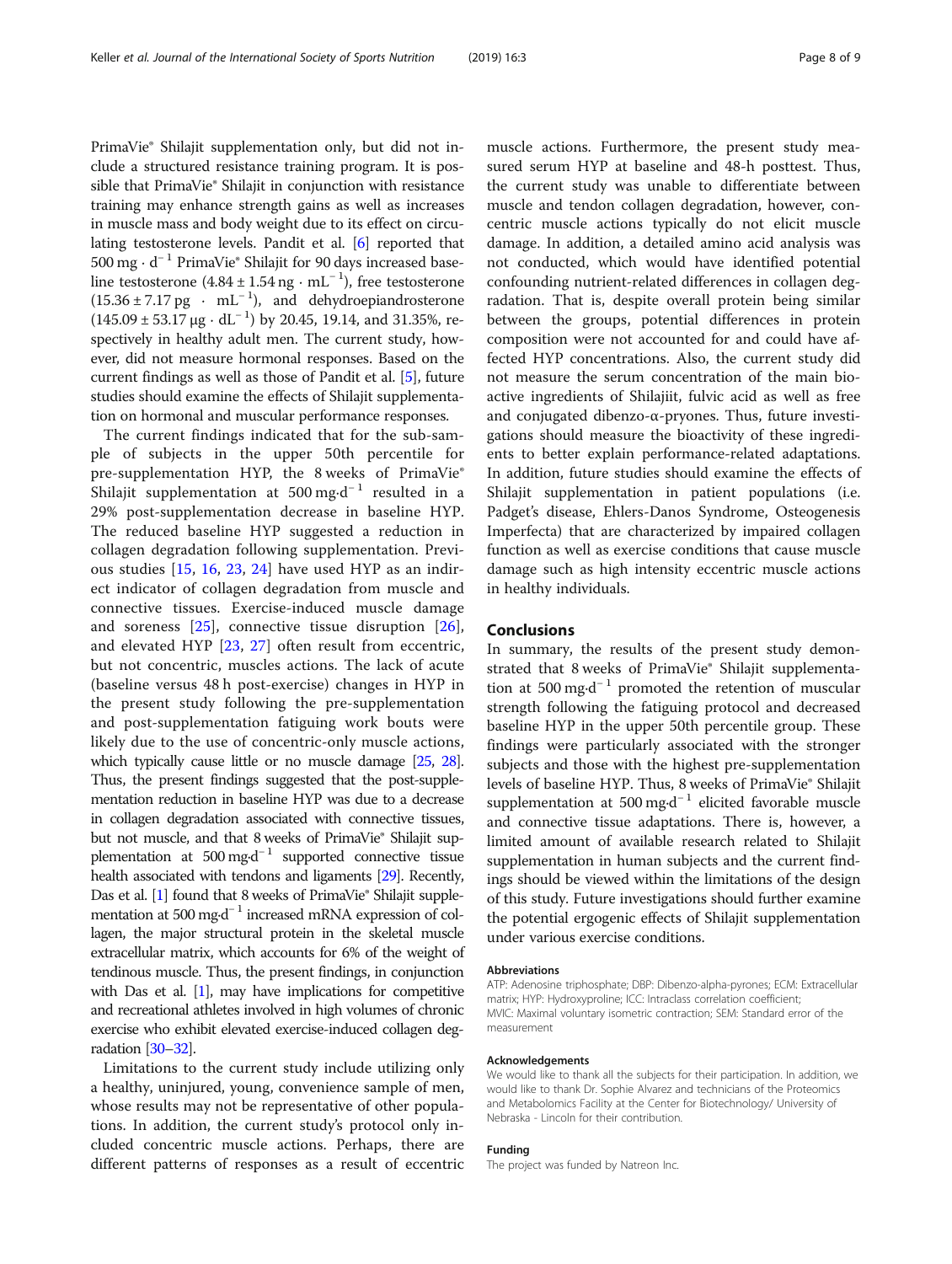PrimaVie® Shilajit supplementation only, but did not include a structured resistance training program. It is possible that PrimaVie® Shilajit in conjunction with resistance training may enhance strength gains as well as increases in muscle mass and body weight due to its effect on circulating testosterone levels. Pandit et al. [6] reported that $500\ \text{mg} \cdot \text{d}^{-1}$ PrimaVie® Shilajit for 90 days increased baseline testosterone ($4.84 \pm 1.54\ \text{ng} \cdot \text{mL}^{-1}$), free testosterone ($15.36 \pm 7.17\ \text{pg} \cdot \text{mL}^{-1}$), and dehydroepiandrosterone ($145.09 \pm 53.17\ \mu\text{g} \cdot \text{dL}^{-1}$) by 20.45, 19.14, and 31.35%, respectively in healthy adult men. The current study, however, did not measure hormonal responses. Based on the current findings as well as those of Pandit et al. [5], future studies should examine the effects of Shilajit supplementation on hormonal and muscular performance responses.

The current findings indicated that for the sub-sample of subjects in the upper 50th percentile for pre-supplementation HYP, the 8 weeks of PrimaVie® Shilajit supplementation at $500\ \text{mg} \cdot \text{d}^{-1}$ resulted in a 29% post-supplementation decrease in baseline HYP. The reduced baseline HYP suggested a reduction in collagen degradation following supplementation. Previous studies [15, 16, 23, 24] have used HYP as an indirect indicator of collagen degradation from muscle and connective tissues. Exercise-induced muscle damage and soreness [25], connective tissue disruption [26], and elevated HYP [23, 27] often result from eccentric, but not concentric, muscles actions. The lack of acute (baseline versus 48 h post-exercise) changes in HYP in the present study following the pre-supplementation and post-supplementation fatiguing work bouts were likely due to the use of concentric-only muscle actions, which typically cause little or no muscle damage [25, 28]. Thus, the present findings suggested that the post-supplementation reduction in baseline HYP was due to a decrease in collagen degradation associated with connective tissues, but not muscle, and that 8 weeks of PrimaVie® Shilajit supplementation at $500\ \text{mg} \cdot \text{d}^{-1}$ supported connective tissue health associated with tendons and ligaments [29]. Recently, Das et al. [1] found that 8 weeks of PrimaVie® Shilajit supplementation at $500\ \text{mg} \cdot \text{d}^{-1}$ increased mRNA expression of collagen, the major structural protein in the skeletal muscle extracellular matrix, which accounts for 6% of the weight of tendinous muscle. Thus, the present findings, in conjunction with Das et al. [1], may have implications for competitive and recreational athletes involved in high volumes of chronic exercise who exhibit elevated exercise-induced collagen degradation [30–32].

Limitations to the current study include utilizing only a healthy, uninjured, young, convenience sample of men, whose results may not be representative of other populations. In addition, the current study's protocol only included concentric muscle actions. Perhaps, there are different patterns of responses as a result of eccentric muscle actions. Furthermore, the present study measured serum HYP at baseline and 48-h posttest. Thus, the current study was unable to differentiate between muscle and tendon collagen degradation, however, concentric muscle actions typically do not elicit muscle damage. In addition, a detailed amino acid analysis was not conducted, which would have identified potential confounding nutrient-related differences in collagen degradation. That is, despite overall protein being similar between the groups, potential differences in protein composition were not accounted for and could have affected HYP concentrations. Also, the current study did not measure the serum concentration of the main bioactive ingredients of Shilajiit, fulvic acid as well as free and conjugated dibenzo-α-pryones. Thus, future investigations should measure the bioactivity of these ingredients to better explain performance-related adaptations. In addition, future studies should examine the effects of Shilajit supplementation in patient populations (i.e. Padget's disease, Ehlers-Danos Syndrome, Osteogenesis Imperfecta) that are characterized by impaired collagen function as well as exercise conditions that cause muscle damage such as high intensity eccentric muscle actions in healthy individuals.

## Conclusions

In summary, the results of the present study demonstrated that 8 weeks of PrimaVie® Shilajit supplementation at $500\ \text{mg} \cdot \text{d}^{-1}$ promoted the retention of muscular strength following the fatiguing protocol and decreased baseline HYP in the upper 50th percentile group. These findings were particularly associated with the stronger subjects and those with the highest pre-supplementation levels of baseline HYP. Thus, 8 weeks of PrimaVie® Shilajit supplementation at $500\ \text{mg} \cdot \text{d}^{-1}$ elicited favorable muscle and connective tissue adaptations. There is, however, a limited amount of available research related to Shilajit supplementation in human subjects and the current findings should be viewed within the limitations of the design of this study. Future investigations should further examine the potential ergogenic effects of Shilajit supplementation under various exercise conditions.

#### Abbreviations

ATP: Adenosine triphosphate; DBP: Dibenzo-alpha-pyrones; ECM: Extracellular matrix; HYP: Hydroxyproline; ICC: Intraclass correlation coefficient; MVIC: Maximal voluntary isometric contraction; SEM: Standard error of the measurement

#### Acknowledgements

We would like to thank all the subjects for their participation. In addition, we would like to thank Dr. Sophie Alvarez and technicians of the Proteomics and Metabolomics Facility at the Center for Biotechnology/ University of Nebraska - Lincoln for their contribution.

#### Funding

The project was funded by Natreon Inc.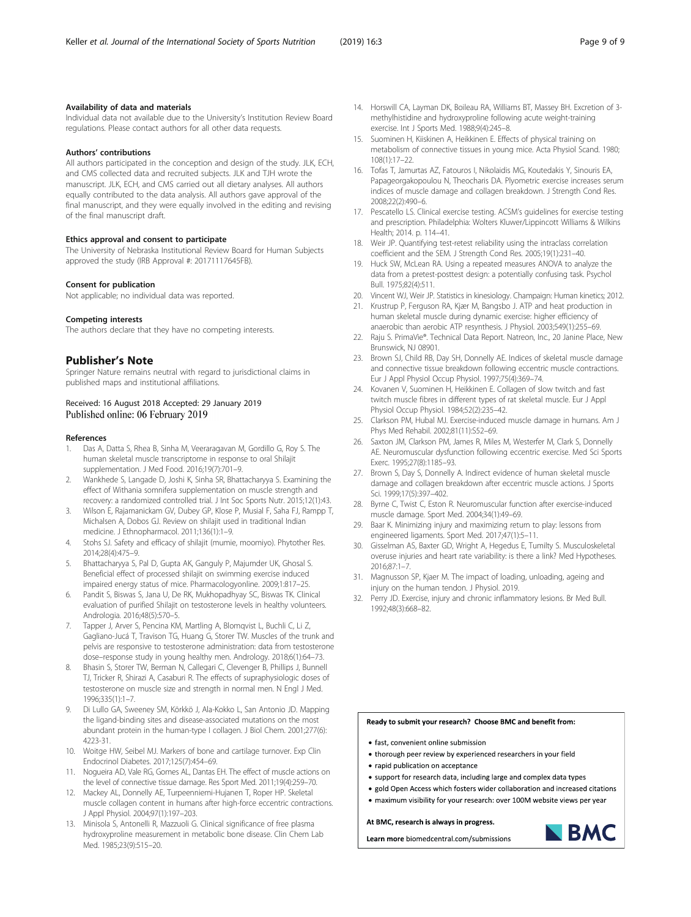#### Availability of data and materials

Individual data not available due to the University's Institution Review Board regulations. Please contact authors for all other data requests.

#### Authors' contributions

All authors participated in the conception and design of the study. JLK, ECH, and CMS collected data and recruited subjects. JLK and TJH wrote the manuscript. JLK, ECH, and CMS carried out all dietary analyses. All authors equally contributed to the data analysis. All authors gave approval of the final manuscript, and they were equally involved in the editing and revising of the final manuscript draft.

#### Ethics approval and consent to participate

The University of Nebraska Institutional Review Board for Human Subjects approved the study (IRB Approval #: 20171117645FB).

#### Consent for publication

Not applicable; no individual data was reported.

#### Competing interests

The authors declare that they have no competing interests.

## Publisher's Note

Springer Nature remains neutral with regard to jurisdictional claims in published maps and institutional affiliations.

Received: 16 August 2018 Accepted: 29 January 2019
Published online: 06 February 2019

#### References

1. Das A, Datta S, Rhea B, Sinha M, Veeraragavan M, Gordillo G, Roy S. The human skeletal muscle transcriptome in response to oral Shilajit supplementation. J Med Food. 2016;19(7):701–9.
2. Wankhede S, Langade D, Joshi K, Sinha SR, Bhattacharyya S. Examining the effect of Withania somnifera supplementation on muscle strength and recovery: a randomized controlled trial. J Int Soc Sports Nutr. 2015;12(1):43.
3. Wilson E, Rajamanickam GV, Dubey GP, Klose P, Musial F, Saha FJ, Rampp T, Michalsen A, Dobos GJ. Review on shilajit used in traditional Indian medicine. J Ethnopharmacol. 2011;136(1):1–9.
4. Stohs SJ. Safety and efficacy of shilajit (mumie, moomiyo). Phytother Res. 2014;28(4):475–9.
5. Bhattacharyya S, Pal D, Gupta AK, Ganguly P, Majumder UK, Ghosal S. Beneficial effect of processed shilajit on swimming exercise induced impaired energy status of mice. Pharmacologyonline. 2009;1:817–25.
6. Pandit S, Biswas S, Jana U, De RK, Mukhopadhyay SC, Biswas TK. Clinical evaluation of purified Shilajit on testosterone levels in healthy volunteers. Andrologia. 2016;48(5):570–5.
7. Tapper J, Arver S, Pencina KM, Martling A, Blomqvist L, Buchli C, Li Z, Gagliano-Jucá T, Travison TG, Huang G, Storer TW. Muscles of the trunk and pelvis are responsive to testosterone administration: data from testosterone dose–response study in young healthy men. Andrology. 2018;6(1):64–73.
8. Bhasin S, Storer TW, Berman N, Callegari C, Clevenger B, Phillips J, Bunnell TJ, Tricker R, Shirazi A, Casaburi R. The effects of supraphysiologic doses of testosterone on muscle size and strength in normal men. N Engl J Med. 1996;335(1):1–7.
9. Di Lullo GA, Sweeney SM, Körkkö J, Ala-Kokko L, San Antonio JD. Mapping the ligand-binding sites and disease-associated mutations on the most abundant protein in the human-type I collagen. J Biol Chem. 2001;277(6): 4223-31.
10. Woitge HW, Seibel MJ. Markers of bone and cartilage turnover. Exp Clin Endocrinol Diabetes. 2017;125(7):454–69.
11. Nogueira AD, Vale RG, Gomes AL, Dantas EH. The effect of muscle actions on the level of connective tissue damage. Res Sport Med. 2011;19(4):259–70.
12. Mackey AL, Donnelly AE, Turpeenniemi-Hujanen T, Roper HP. Skeletal muscle collagen content in humans after high-force eccentric contractions. J Appl Physiol. 2004;97(1):197–203.
13. Minisola S, Antonelli R, Mazzuoli G. Clinical significance of free plasma hydroxyproline measurement in metabolic bone disease. Clin Chem Lab Med. 1985;23(9):515–20.
14. Horswill CA, Layman DK, Boileau RA, Williams BT, Massey BH. Excretion of 3-methylhistidine and hydroxyproline following acute weight-training exercise. Int J Sports Med. 1988;9(4):245–8.
15. Suominen H, Kiiskinen A, Heikkinen E. Effects of physical training on metabolism of connective tissues in young mice. Acta Physiol Scand. 1980; 108(1):17–22.
16. Tofas T, Jamurtas AZ, Fatouros I, Nikolaidis MG, Koutedakis Y, Sinouris EA, Papageorgakopoulou N, Theocharis DA. Plyometric exercise increases serum indices of muscle damage and collagen breakdown. J Strength Cond Res. 2008;22(2):490–6.
17. Pescatello LS. Clinical exercise testing. ACSM's guidelines for exercise testing and prescription. Philadelphia: Wolters Kluwer/Lippincott Williams & Wilkins Health; 2014. p. 114–41.
18. Weir JP. Quantifying test-retest reliability using the intraclass correlation coefficient and the SEM. J Strength Cond Res. 2005;19(1):231–40.
19. Huck SW, McLean RA. Using a repeated measures ANOVA to analyze the data from a pretest-posttest design: a potentially confusing task. Psychol Bull. 1975;82(4):511.
20. Vincent WJ, Weir JP. Statistics in kinesiology. Champaign: Human kinetics; 2012.
21. Krustrup P, Ferguson RA, Kjær M, Bangsbo J. ATP and heat production in human skeletal muscle during dynamic exercise: higher efficiency of anaerobic than aerobic ATP resynthesis. J Physiol. 2003;549(1):255–69.
22. Raju S. PrimaVie®. Technical Data Report. Natreon, Inc., 20 Janine Place, New Brunswick, NJ 08901.
23. Brown SJ, Child RB, Day SH, Donnelly AE. Indices of skeletal muscle damage and connective tissue breakdown following eccentric muscle contractions. Eur J Appl Physiol Occup Physiol. 1997;75(4):369–74.
24. Kovanen V, Suominen H, Heikkinen E. Collagen of slow twitch and fast twitch muscle fibres in different types of rat skeletal muscle. Eur J Appl Physiol Occup Physiol. 1984;52(2):235–42.
25. Clarkson PM, Hubal MJ. Exercise-induced muscle damage in humans. Am J Phys Med Rehabil. 2002;81(11):S52–69.
26. Saxton JM, Clarkson PM, James R, Miles M, Westerfer M, Clark S, Donnelly AE. Neuromuscular dysfunction following eccentric exercise. Med Sci Sports Exerc. 1995;27(8):1185–93.
27. Brown S, Day S, Donnelly A. Indirect evidence of human skeletal muscle damage and collagen breakdown after eccentric muscle actions. J Sports Sci. 1999;17(5):397–402.
28. Byrne C, Twist C, Eston R. Neuromuscular function after exercise-induced muscle damage. Sport Med. 2004;34(1):49–69.
29. Baar K. Minimizing injury and maximizing return to play: lessons from engineered ligaments. Sport Med. 2017;47(1):5–11.
30. Gisselman AS, Baxter GD, Wright A, Hegedus E, Tumilty S. Musculoskeletal overuse injuries and heart rate variability: is there a link? Med Hypotheses. 2016;87:1–7.
31. Magnusson SP, Kjaer M. The impact of loading, unloading, ageing and injury on the human tendon. J Physiol. 2019.
32. Perry JD. Exercise, injury and chronic inflammatory lesions. Br Med Bull. 1992;48(3):668–82.

**Ready to submit your research? Choose BMC and benefit from:**

- fast, convenient online submission
- thorough peer review by experienced researchers in your field
- rapid publication on acceptance
- support for research data, including large and complex data types
- gold Open Access which fosters wider collaboration and increased citations
- maximum visibility for your research: over 100M website views per year

**At BMC, research is always in progress.**

**Learn more** biomedcentral.com/submissions

BMC